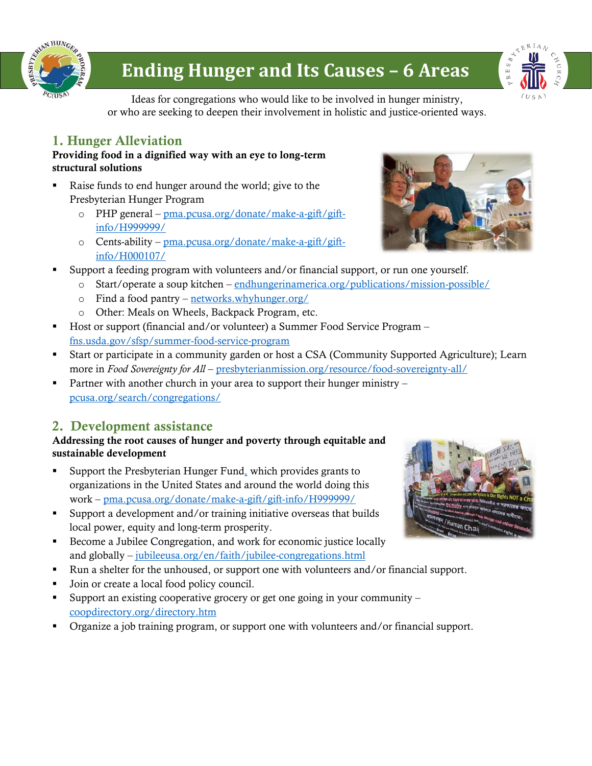# Ending Hunger and Its Causes – 6 Areas

Ideas for congregations who would like to be involved in hunger ministry,
or who are seeking to deepen their involvement in holistic and justice-oriented ways.

## 1. Hunger Alleviation

**Providing food in a dignified way with an eye to long-term structural solutions**

- Raise funds to end hunger around the world; give to the Presbyterian Hunger Program
  - PHP general – pma.pcusa.org/donate/make-a-gift/gift-info/H999999/
  - Cents-ability – pma.pcusa.org/donate/make-a-gift/gift-info/H000107/
- Support a feeding program with volunteers and/or financial support, or run one yourself.
  - Start/operate a soup kitchen – endhungerinamerica.org/publications/mission-possible/
  - Find a food pantry – networks.whyhunger.org/
  - Other: Meals on Wheels, Backpack Program, etc.
- Host or support (financial and/or volunteer) a Summer Food Service Program – fns.usda.gov/sfsp/summer-food-service-program
- Start or participate in a community garden or host a CSA (Community Supported Agriculture); Learn more in *Food Sovereignty for All* – presbyterianmission.org/resource/food-sovereignty-all/
- Partner with another church in your area to support their hunger ministry – pcusa.org/search/congregations/

## 2. Development assistance

**Addressing the root causes of hunger and poverty through equitable and sustainable development**

- Support the Presbyterian Hunger Fund, which provides grants to organizations in the United States and around the world doing this work – pma.pcusa.org/donate/make-a-gift/gift-info/H999999/
- Support a development and/or training initiative overseas that builds local power, equity and long-term prosperity.
- Become a Jubilee Congregation, and work for economic justice locally and globally – jubileeusa.org/en/faith/jubilee-congregations.html
- Run a shelter for the unhoused, or support one with volunteers and/or financial support.
- Join or create a local food policy council.
- Support an existing cooperative grocery or get one going in your community – coopdirectory.org/directory.htm
- Organize a job training program, or support one with volunteers and/or financial support.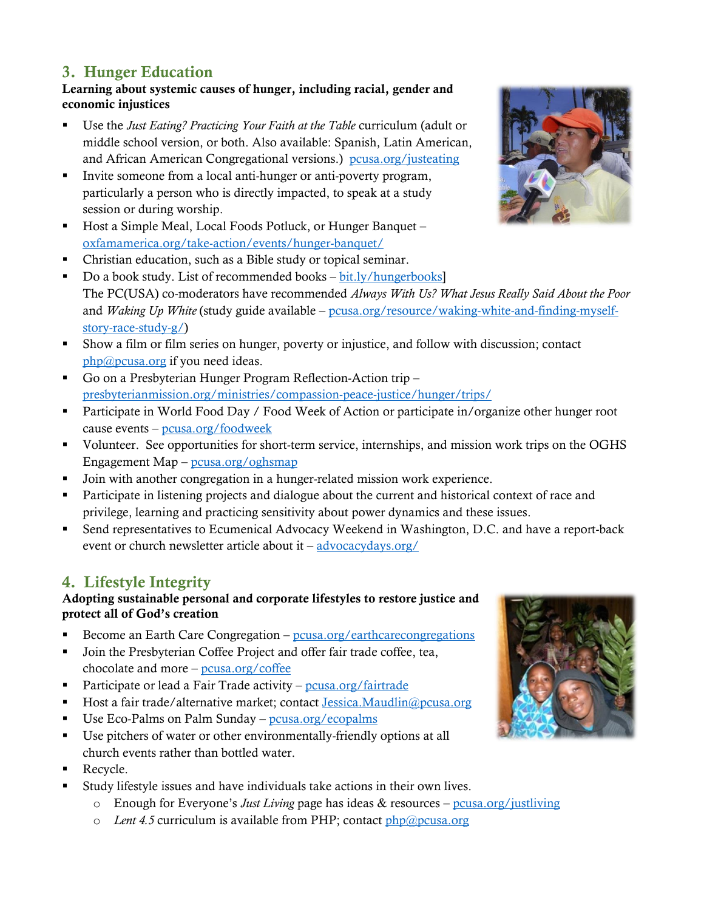## 3. Hunger Education

**Learning about systemic causes of hunger, including racial, gender and economic injustices**

- Use the *Just Eating? Practicing Your Faith at the Table* curriculum (adult or middle school version, or both. Also available: Spanish, Latin American, and African American Congregational versions.) pcusa.org/justeating
- Invite someone from a local anti-hunger or anti-poverty program, particularly a person who is directly impacted, to speak at a study session or during worship.
- Host a Simple Meal, Local Foods Potluck, or Hunger Banquet – oxfamamerica.org/take-action/events/hunger-banquet/
- Christian education, such as a Bible study or topical seminar.
- Do a book study. List of recommended books – bit.ly/hungerbooks]
  The PC(USA) co-moderators have recommended *Always With Us? What Jesus Really Said About the Poor* and *Waking Up White* (study guide available – pcusa.org/resource/waking-white-and-finding-myself-story-race-study-g/)
- Show a film or film series on hunger, poverty or injustice, and follow with discussion; contact php@pcusa.org if you need ideas.
- Go on a Presbyterian Hunger Program Reflection-Action trip – presbyterianmission.org/ministries/compassion-peace-justice/hunger/trips/
- Participate in World Food Day / Food Week of Action or participate in/organize other hunger root cause events – pcusa.org/foodweek
- Volunteer. See opportunities for short-term service, internships, and mission work trips on the OGHS Engagement Map – pcusa.org/oghsmap
- Join with another congregation in a hunger-related mission work experience.
- Participate in listening projects and dialogue about the current and historical context of race and privilege, learning and practicing sensitivity about power dynamics and these issues.
- Send representatives to Ecumenical Advocacy Weekend in Washington, D.C. and have a report-back event or church newsletter article about it – advocacydays.org/

## 4. Lifestyle Integrity

**Adopting sustainable personal and corporate lifestyles to restore justice and protect all of God's creation**

- Become an Earth Care Congregation – pcusa.org/earthcarecongregations
- Join the Presbyterian Coffee Project and offer fair trade coffee, tea, chocolate and more – pcusa.org/coffee
- Participate or lead a Fair Trade activity – pcusa.org/fairtrade
- Host a fair trade/alternative market; contact Jessica.Maudlin@pcusa.org
- Use Eco-Palms on Palm Sunday – pcusa.org/ecopalms
- Use pitchers of water or other environmentally-friendly options at all church events rather than bottled water.
- Recycle.
- Study lifestyle issues and have individuals take actions in their own lives.
  - Enough for Everyone's *Just Living* page has ideas & resources – pcusa.org/justliving
  - *Lent 4.5* curriculum is available from PHP; contact php@pcusa.org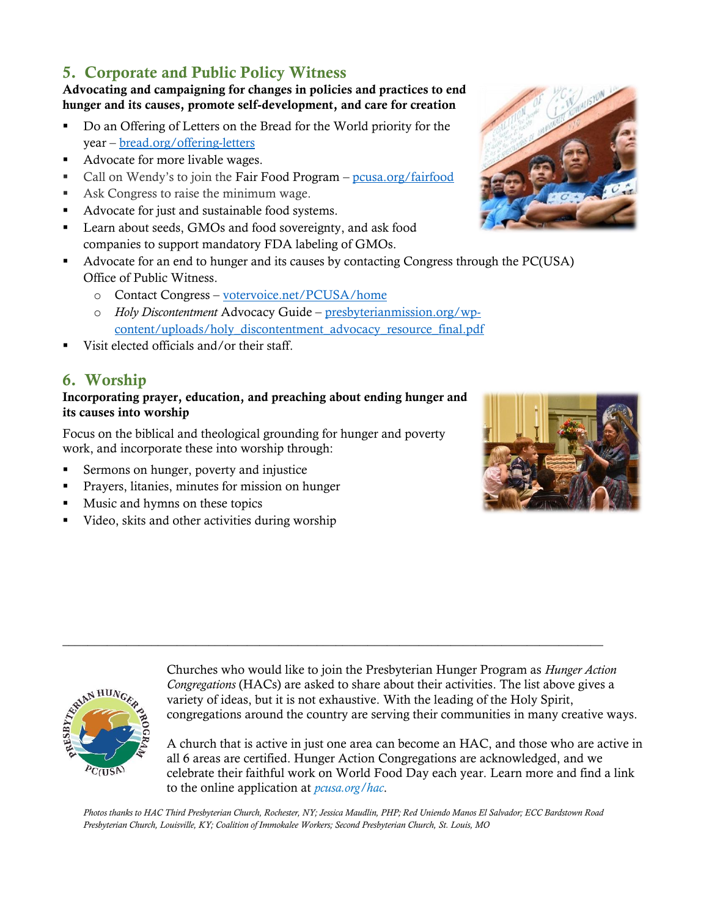## 5. Corporate and Public Policy Witness

**Advocating and campaigning for changes in policies and practices to end hunger and its causes, promote self-development, and care for creation**

- Do an Offering of Letters on the Bread for the World priority for the year – bread.org/offering-letters
- Advocate for more livable wages.
- Call on Wendy's to join the Fair Food Program – pcusa.org/fairfood
- Ask Congress to raise the minimum wage.
- Advocate for just and sustainable food systems.
- Learn about seeds, GMOs and food sovereignty, and ask food companies to support mandatory FDA labeling of GMOs.
- Advocate for an end to hunger and its causes by contacting Congress through the PC(USA) Office of Public Witness.
  - Contact Congress – votervoice.net/PCUSA/home
  - *Holy Discontentment* Advocacy Guide – presbyterianmission.org/wp-content/uploads/holy_discontentment_advocacy_resource_final.pdf
- Visit elected officials and/or their staff.

## 6. Worship

**Incorporating prayer, education, and preaching about ending hunger and its causes into worship**

Focus on the biblical and theological grounding for hunger and poverty work, and incorporate these into worship through:

- Sermons on hunger, poverty and injustice
- Prayers, litanies, minutes for mission on hunger
- Music and hymns on these topics
- Video, skits and other activities during worship

---

Churches who would like to join the Presbyterian Hunger Program as *Hunger Action Congregations* (HACs) are asked to share about their activities. The list above gives a variety of ideas, but it is not exhaustive. With the leading of the Holy Spirit, congregations around the country are serving their communities in many creative ways.

A church that is active in just one area can become an HAC, and those who are active in all 6 areas are certified. Hunger Action Congregations are acknowledged, and we celebrate their faithful work on World Food Day each year. Learn more and find a link to the online application at *pcusa.org/hac*.

*Photos thanks to HAC Third Presbyterian Church, Rochester, NY; Jessica Maudlin, PHP; Red Uniendo Manos El Salvador; ECC Bardstown Road Presbyterian Church, Louisville, KY; Coalition of Immokalee Workers; Second Presbyterian Church, St. Louis, MO*